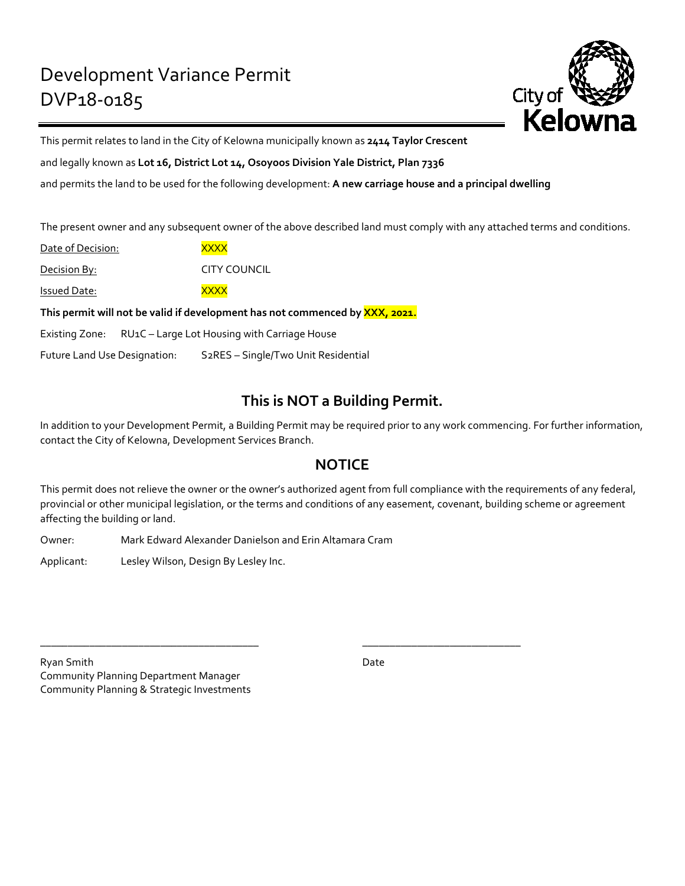# Development Variance Permit
# DVP18-0185

This permit relates to land in the City of Kelowna municipally known as **2414 Taylor Crescent**

and legally known as **Lot 16, District Lot 14, Osoyoos Division Yale District, Plan 7336**

and permits the land to be used for the following development: **A new carriage house and a principal dwelling**

The present owner and any subsequent owner of the above described land must comply with any attached terms and conditions.

Date of Decision: XXXX

Decision By: CITY COUNCIL

Issued Date: XXXX

**This permit will not be valid if development has not commenced by XXX, 2021.**

Existing Zone: RU1C – Large Lot Housing with Carriage House

Future Land Use Designation: S2RES – Single/Two Unit Residential

## This is NOT a Building Permit.

In addition to your Development Permit, a Building Permit may be required prior to any work commencing. For further information, contact the City of Kelowna, Development Services Branch.

## NOTICE

This permit does not relieve the owner or the owner's authorized agent from full compliance with the requirements of any federal, provincial or other municipal legislation, or the terms and conditions of any easement, covenant, building scheme or agreement affecting the building or land.

Owner: Mark Edward Alexander Danielson and Erin Altamara Cram

Applicant: Lesley Wilson, Design By Lesley Inc.

\_\_\_\_\_\_\_\_\_\_\_\_\_\_\_\_\_\_\_\_\_\_\_\_\_\_\_\_\_\_\_\_\_\_\_\_\_\_\_\_ \_\_\_\_\_\_\_\_\_\_\_\_\_\_\_\_\_\_\_\_\_\_\_\_\_\_\_\_\_\_

Ryan Smith
Community Planning Department Manager
Community Planning & Strategic Investments

Date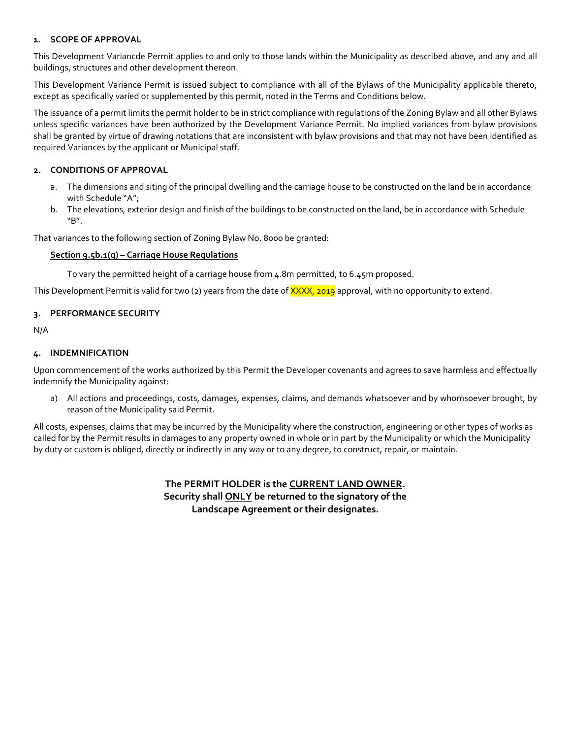## 1. SCOPE OF APPROVAL

This Development Variancde Permit applies to and only to those lands within the Municipality as described above, and any and all buildings, structures and other development thereon.

This Development Variance Permit is issued subject to compliance with all of the Bylaws of the Municipality applicable thereto, except as specifically varied or supplemented by this permit, noted in the Terms and Conditions below.

The issuance of a permit limits the permit holder to be in strict compliance with regulations of the Zoning Bylaw and all other Bylaws unless specific variances have been authorized by the Development Variance Permit. No implied variances from bylaw provisions shall be granted by virtue of drawing notations that are inconsistent with bylaw provisions and that may not have been identified as required Variances by the applicant or Municipal staff.

## 2. CONDITIONS OF APPROVAL

a. The dimensions and siting of the principal dwelling and the carriage house to be constructed on the land be in accordance with Schedule "A";
b. The elevations, exterior design and finish of the buildings to be constructed on the land, be in accordance with Schedule "B".

That variances to the following section of Zoning Bylaw No. 8000 be granted:

**<u>Section 9.5b.1(g) – Carriage House Regulations</u>**

To vary the permitted height of a carriage house from 4.8m permitted, to 6.45m proposed.

This Development Permit is valid for two (2) years from the date of XXXX, 2019 approval, with no opportunity to extend.

## 3. PERFORMANCE SECURITY

N/A

## 4. INDEMNIFICATION

Upon commencement of the works authorized by this Permit the Developer covenants and agrees to save harmless and effectually indemnify the Municipality against:

a) All actions and proceedings, costs, damages, expenses, claims, and demands whatsoever and by whomsoever brought, by reason of the Municipality said Permit.

All costs, expenses, claims that may be incurred by the Municipality where the construction, engineering or other types of works as called for by the Permit results in damages to any property owned in whole or in part by the Municipality or which the Municipality by duty or custom is obliged, directly or indirectly in any way or to any degree, to construct, repair, or maintain.

**The PERMIT HOLDER is the <u>CURRENT LAND OWNER</u>.**
**Security shall <u>ONLY</u> be returned to the signatory of the Landscape Agreement or their designates.**